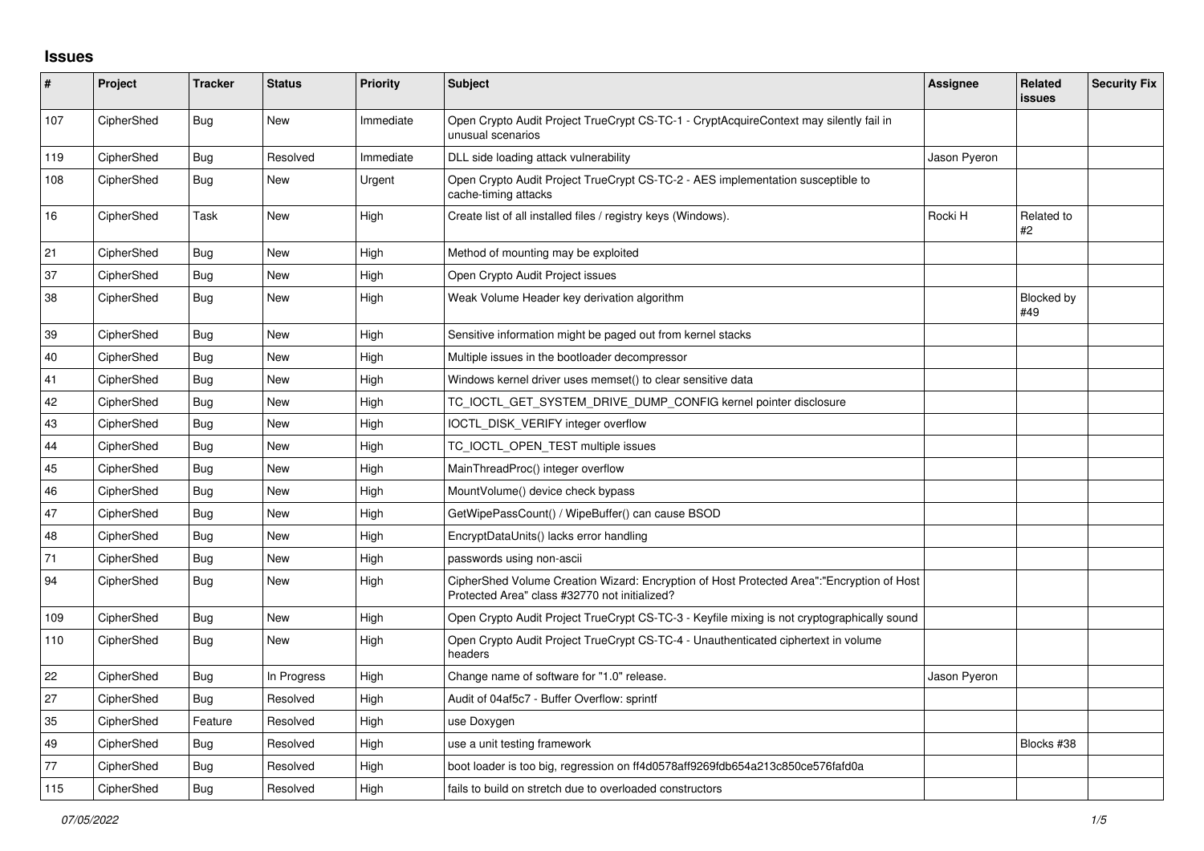## Issues

| # | Project | Tracker | Status | Priority | Subject | Assignee | Related issues | Security Fix |
|---|---|---|---|---|---|---|---|---|
| 107 | CipherShed | Bug | New | Immediate | Open Crypto Audit Project TrueCrypt CS-TC-1 - CryptAcquireContext may silently fail in unusual scenarios | | | |
| 119 | CipherShed | Bug | Resolved | Immediate | DLL side loading attack vulnerability | Jason Pyeron | | |
| 108 | CipherShed | Bug | New | Urgent | Open Crypto Audit Project TrueCrypt CS-TC-2 - AES implementation susceptible to cache-timing attacks | | | |
| 16 | CipherShed | Task | New | High | Create list of all installed files / registry keys (Windows). | Rocki H | Related to #2 | |
| 21 | CipherShed | Bug | New | High | Method of mounting may be exploited | | | |
| 37 | CipherShed | Bug | New | High | Open Crypto Audit Project issues | | | |
| 38 | CipherShed | Bug | New | High | Weak Volume Header key derivation algorithm | | Blocked by #49 | |
| 39 | CipherShed | Bug | New | High | Sensitive information might be paged out from kernel stacks | | | |
| 40 | CipherShed | Bug | New | High | Multiple issues in the bootloader decompressor | | | |
| 41 | CipherShed | Bug | New | High | Windows kernel driver uses memset() to clear sensitive data | | | |
| 42 | CipherShed | Bug | New | High | TC_IOCTL_GET_SYSTEM_DRIVE_DUMP_CONFIG kernel pointer disclosure | | | |
| 43 | CipherShed | Bug | New | High | IOCTL_DISK_VERIFY integer overflow | | | |
| 44 | CipherShed | Bug | New | High | TC_IOCTL_OPEN_TEST multiple issues | | | |
| 45 | CipherShed | Bug | New | High | MainThreadProc() integer overflow | | | |
| 46 | CipherShed | Bug | New | High | MountVolume() device check bypass | | | |
| 47 | CipherShed | Bug | New | High | GetWipePassCount() / WipeBuffer() can cause BSOD | | | |
| 48 | CipherShed | Bug | New | High | EncryptDataUnits() lacks error handling | | | |
| 71 | CipherShed | Bug | New | High | passwords using non-ascii | | | |
| 94 | CipherShed | Bug | New | High | CipherShed Volume Creation Wizard: Encryption of Host Protected Area":"Encryption of Host Protected Area" class #32770 not initialized? | | | |
| 109 | CipherShed | Bug | New | High | Open Crypto Audit Project TrueCrypt CS-TC-3 - Keyfile mixing is not cryptographically sound | | | |
| 110 | CipherShed | Bug | New | High | Open Crypto Audit Project TrueCrypt CS-TC-4 - Unauthenticated ciphertext in volume headers | | | |
| 22 | CipherShed | Bug | In Progress | High | Change name of software for "1.0" release. | Jason Pyeron | | |
| 27 | CipherShed | Bug | Resolved | High | Audit of 04af5c7 - Buffer Overflow: sprintf | | | |
| 35 | CipherShed | Feature | Resolved | High | use Doxygen | | | |
| 49 | CipherShed | Bug | Resolved | High | use a unit testing framework | | Blocks #38 | |
| 77 | CipherShed | Bug | Resolved | High | boot loader is too big, regression on ff4d0578aff9269fdb654a213c850ce576fafd0a | | | |
| 115 | CipherShed | Bug | Resolved | High | fails to build on stretch due to overloaded constructors | | | |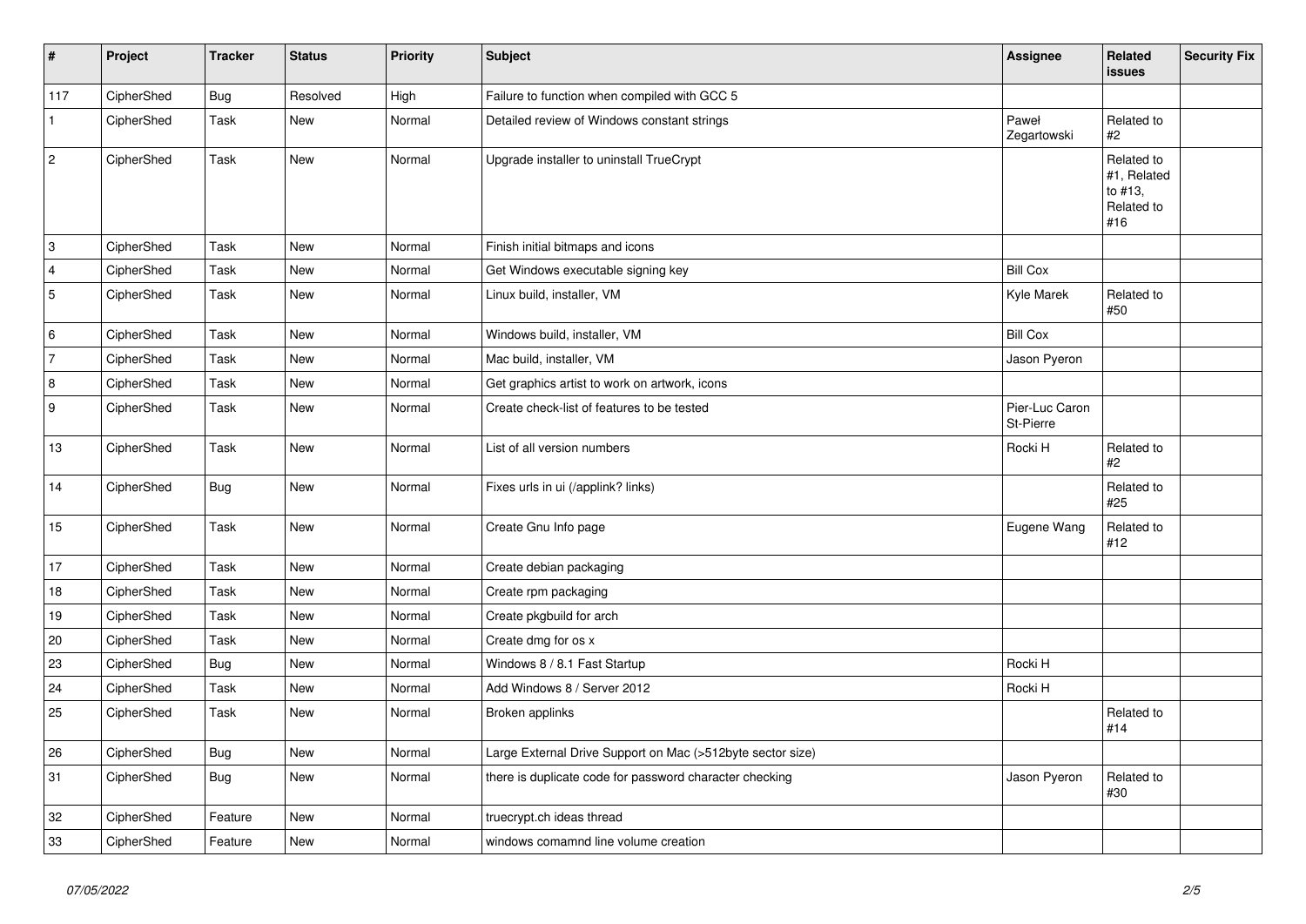| # | Project | Tracker | Status | Priority | Subject | Assignee | Related issues | Security Fix |
|---|---|---|---|---|---|---|---|---|
| 117 | CipherShed | Bug | Resolved | High | Failure to function when compiled with GCC 5 | | | |
| 1 | CipherShed | Task | New | Normal | Detailed review of Windows constant strings | Paweł Zegartowski | Related to #2 | |
| 2 | CipherShed | Task | New | Normal | Upgrade installer to uninstall TrueCrypt | | Related to #1, Related to #13, Related to #16 | |
| 3 | CipherShed | Task | New | Normal | Finish initial bitmaps and icons | | | |
| 4 | CipherShed | Task | New | Normal | Get Windows executable signing key | Bill Cox | | |
| 5 | CipherShed | Task | New | Normal | Linux build, installer, VM | Kyle Marek | Related to #50 | |
| 6 | CipherShed | Task | New | Normal | Windows build, installer, VM | Bill Cox | | |
| 7 | CipherShed | Task | New | Normal | Mac build, installer, VM | Jason Pyeron | | |
| 8 | CipherShed | Task | New | Normal | Get graphics artist to work on artwork, icons | | | |
| 9 | CipherShed | Task | New | Normal | Create check-list of features to be tested | Pier-Luc Caron St-Pierre | | |
| 13 | CipherShed | Task | New | Normal | List of all version numbers | Rocki H | Related to #2 | |
| 14 | CipherShed | Bug | New | Normal | Fixes urls in ui (/applink? links) | | Related to #25 | |
| 15 | CipherShed | Task | New | Normal | Create Gnu Info page | Eugene Wang | Related to #12 | |
| 17 | CipherShed | Task | New | Normal | Create debian packaging | | | |
| 18 | CipherShed | Task | New | Normal | Create rpm packaging | | | |
| 19 | CipherShed | Task | New | Normal | Create pkgbuild for arch | | | |
| 20 | CipherShed | Task | New | Normal | Create dmg for os x | | | |
| 23 | CipherShed | Bug | New | Normal | Windows 8 / 8.1 Fast Startup | Rocki H | | |
| 24 | CipherShed | Task | New | Normal | Add Windows 8 / Server 2012 | Rocki H | | |
| 25 | CipherShed | Task | New | Normal | Broken applinks | | Related to #14 | |
| 26 | CipherShed | Bug | New | Normal | Large External Drive Support on Mac (>512byte sector size) | | | |
| 31 | CipherShed | Bug | New | Normal | there is duplicate code for password character checking | Jason Pyeron | Related to #30 | |
| 32 | CipherShed | Feature | New | Normal | truecrypt.ch ideas thread | | | |
| 33 | CipherShed | Feature | New | Normal | windows comamnd line volume creation | | | |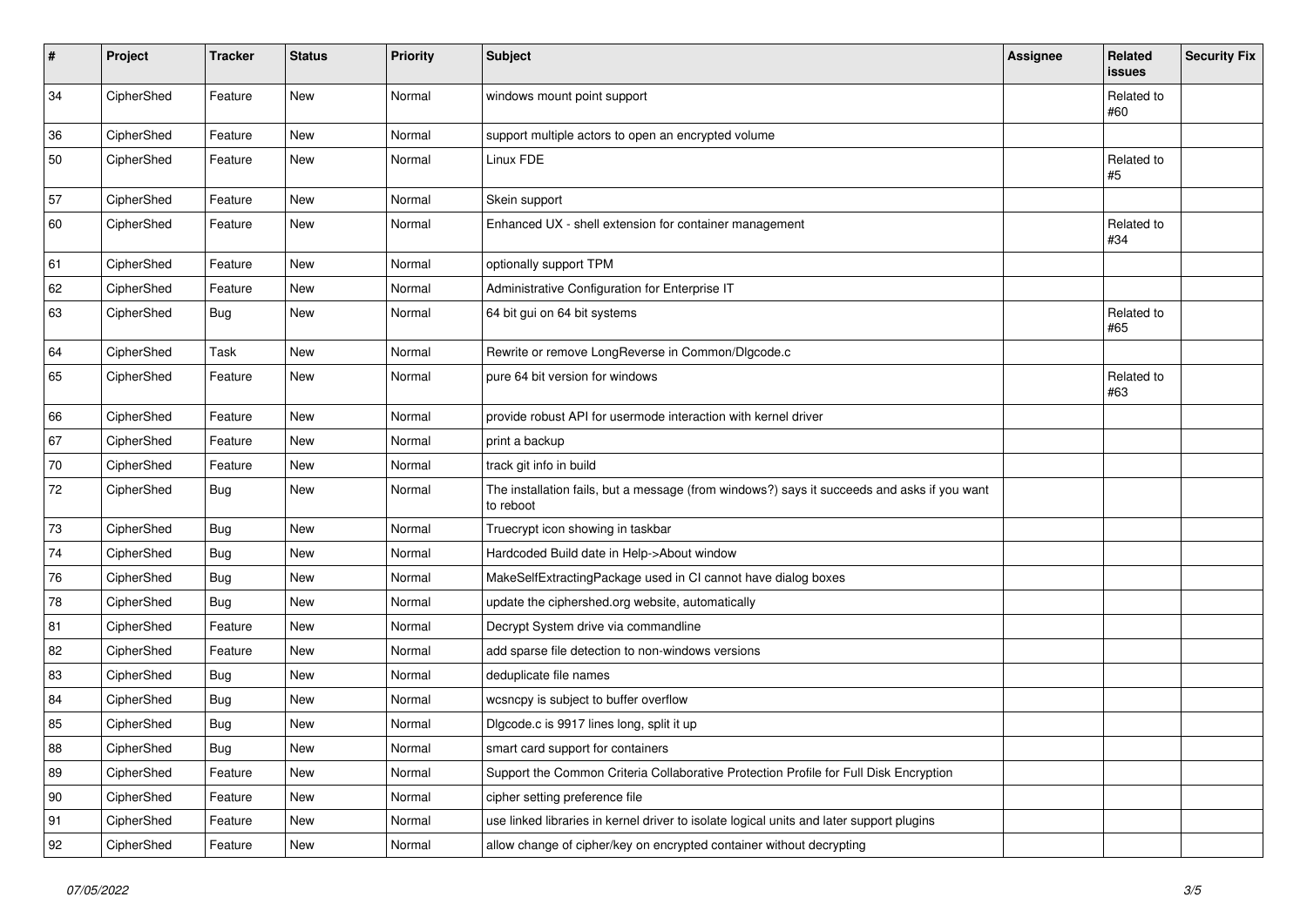| # | Project | Tracker | Status | Priority | Subject | Assignee | Related issues | Security Fix |
|---|---|---|---|---|---|---|---|---|
| 34 | CipherShed | Feature | New | Normal | windows mount point support | | Related to #60 | |
| 36 | CipherShed | Feature | New | Normal | support multiple actors to open an encrypted volume | | | |
| 50 | CipherShed | Feature | New | Normal | Linux FDE | | Related to #5 | |
| 57 | CipherShed | Feature | New | Normal | Skein support | | | |
| 60 | CipherShed | Feature | New | Normal | Enhanced UX - shell extension for container management | | Related to #34 | |
| 61 | CipherShed | Feature | New | Normal | optionally support TPM | | | |
| 62 | CipherShed | Feature | New | Normal | Administrative Configuration for Enterprise IT | | | |
| 63 | CipherShed | Bug | New | Normal | 64 bit gui on 64 bit systems | | Related to #65 | |
| 64 | CipherShed | Task | New | Normal | Rewrite or remove LongReverse in Common/Dlgcode.c | | | |
| 65 | CipherShed | Feature | New | Normal | pure 64 bit version for windows | | Related to #63 | |
| 66 | CipherShed | Feature | New | Normal | provide robust API for usermode interaction with kernel driver | | | |
| 67 | CipherShed | Feature | New | Normal | print a backup | | | |
| 70 | CipherShed | Feature | New | Normal | track git info in build | | | |
| 72 | CipherShed | Bug | New | Normal | The installation fails, but a message (from windows?) says it succeeds and asks if you want to reboot | | | |
| 73 | CipherShed | Bug | New | Normal | Truecrypt icon showing in taskbar | | | |
| 74 | CipherShed | Bug | New | Normal | Hardcoded Build date in Help->About window | | | |
| 76 | CipherShed | Bug | New | Normal | MakeSelfExtractingPackage used in CI cannot have dialog boxes | | | |
| 78 | CipherShed | Bug | New | Normal | update the ciphershed.org website, automatically | | | |
| 81 | CipherShed | Feature | New | Normal | Decrypt System drive via commandline | | | |
| 82 | CipherShed | Feature | New | Normal | add sparse file detection to non-windows versions | | | |
| 83 | CipherShed | Bug | New | Normal | deduplicate file names | | | |
| 84 | CipherShed | Bug | New | Normal | wcsncpy is subject to buffer overflow | | | |
| 85 | CipherShed | Bug | New | Normal | Dlgcode.c is 9917 lines long, split it up | | | |
| 88 | CipherShed | Bug | New | Normal | smart card support for containers | | | |
| 89 | CipherShed | Feature | New | Normal | Support the Common Criteria Collaborative Protection Profile for Full Disk Encryption | | | |
| 90 | CipherShed | Feature | New | Normal | cipher setting preference file | | | |
| 91 | CipherShed | Feature | New | Normal | use linked libraries in kernel driver to isolate logical units and later support plugins | | | |
| 92 | CipherShed | Feature | New | Normal | allow change of cipher/key on encrypted container without decrypting | | | |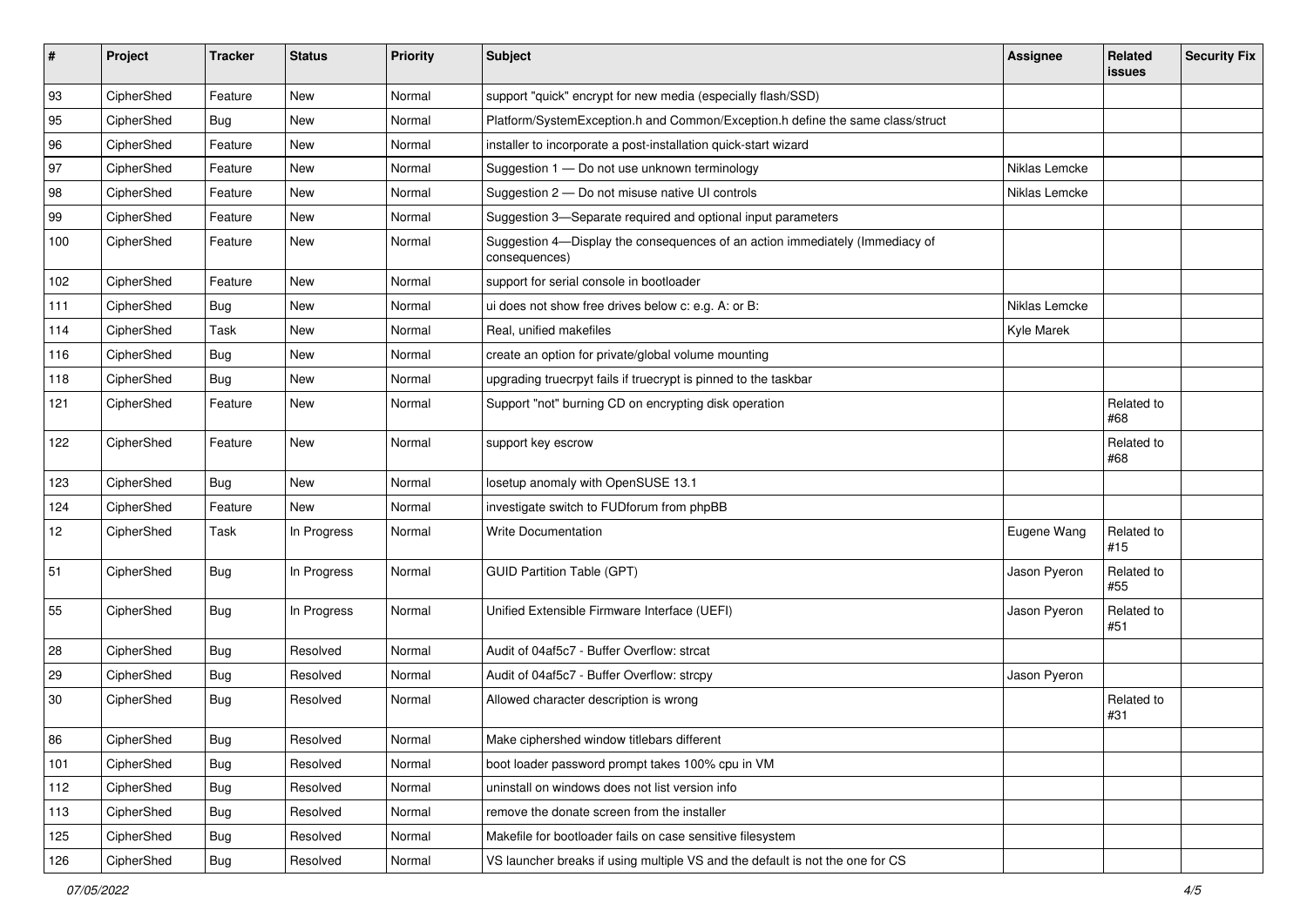| # | Project | Tracker | Status | Priority | Subject | Assignee | Related issues | Security Fix |
|---|---|---|---|---|---|---|---|---|
| 93 | CipherShed | Feature | New | Normal | support "quick" encrypt for new media (especially flash/SSD) | | | |
| 95 | CipherShed | Bug | New | Normal | Platform/SystemException.h and Common/Exception.h define the same class/struct | | | |
| 96 | CipherShed | Feature | New | Normal | installer to incorporate a post-installation quick-start wizard | | | |
| 97 | CipherShed | Feature | New | Normal | Suggestion 1 — Do not use unknown terminology | Niklas Lemcke | | |
| 98 | CipherShed | Feature | New | Normal | Suggestion 2 — Do not misuse native UI controls | Niklas Lemcke | | |
| 99 | CipherShed | Feature | New | Normal | Suggestion 3—Separate required and optional input parameters | | | |
| 100 | CipherShed | Feature | New | Normal | Suggestion 4—Display the consequences of an action immediately (Immediacy of consequences) | | | |
| 102 | CipherShed | Feature | New | Normal | support for serial console in bootloader | | | |
| 111 | CipherShed | Bug | New | Normal | ui does not show free drives below c: e.g. A: or B: | Niklas Lemcke | | |
| 114 | CipherShed | Task | New | Normal | Real, unified makefiles | Kyle Marek | | |
| 116 | CipherShed | Bug | New | Normal | create an option for private/global volume mounting | | | |
| 118 | CipherShed | Bug | New | Normal | upgrading truecrpyt fails if truecrypt is pinned to the taskbar | | | |
| 121 | CipherShed | Feature | New | Normal | Support "not" burning CD on encrypting disk operation | | Related to #68 | |
| 122 | CipherShed | Feature | New | Normal | support key escrow | | Related to #68 | |
| 123 | CipherShed | Bug | New | Normal | losetup anomaly with OpenSUSE 13.1 | | | |
| 124 | CipherShed | Feature | New | Normal | investigate switch to FUDforum from phpBB | | | |
| 12 | CipherShed | Task | In Progress | Normal | Write Documentation | Eugene Wang | Related to #15 | |
| 51 | CipherShed | Bug | In Progress | Normal | GUID Partition Table (GPT) | Jason Pyeron | Related to #55 | |
| 55 | CipherShed | Bug | In Progress | Normal | Unified Extensible Firmware Interface (UEFI) | Jason Pyeron | Related to #51 | |
| 28 | CipherShed | Bug | Resolved | Normal | Audit of 04af5c7 - Buffer Overflow: strcat | | | |
| 29 | CipherShed | Bug | Resolved | Normal | Audit of 04af5c7 - Buffer Overflow: strcpy | Jason Pyeron | | |
| 30 | CipherShed | Bug | Resolved | Normal | Allowed character description is wrong | | Related to #31 | |
| 86 | CipherShed | Bug | Resolved | Normal | Make ciphershed window titlebars different | | | |
| 101 | CipherShed | Bug | Resolved | Normal | boot loader password prompt takes 100% cpu in VM | | | |
| 112 | CipherShed | Bug | Resolved | Normal | uninstall on windows does not list version info | | | |
| 113 | CipherShed | Bug | Resolved | Normal | remove the donate screen from the installer | | | |
| 125 | CipherShed | Bug | Resolved | Normal | Makefile for bootloader fails on case sensitive filesystem | | | |
| 126 | CipherShed | Bug | Resolved | Normal | VS launcher breaks if using multiple VS and the default is not the one for CS | | | |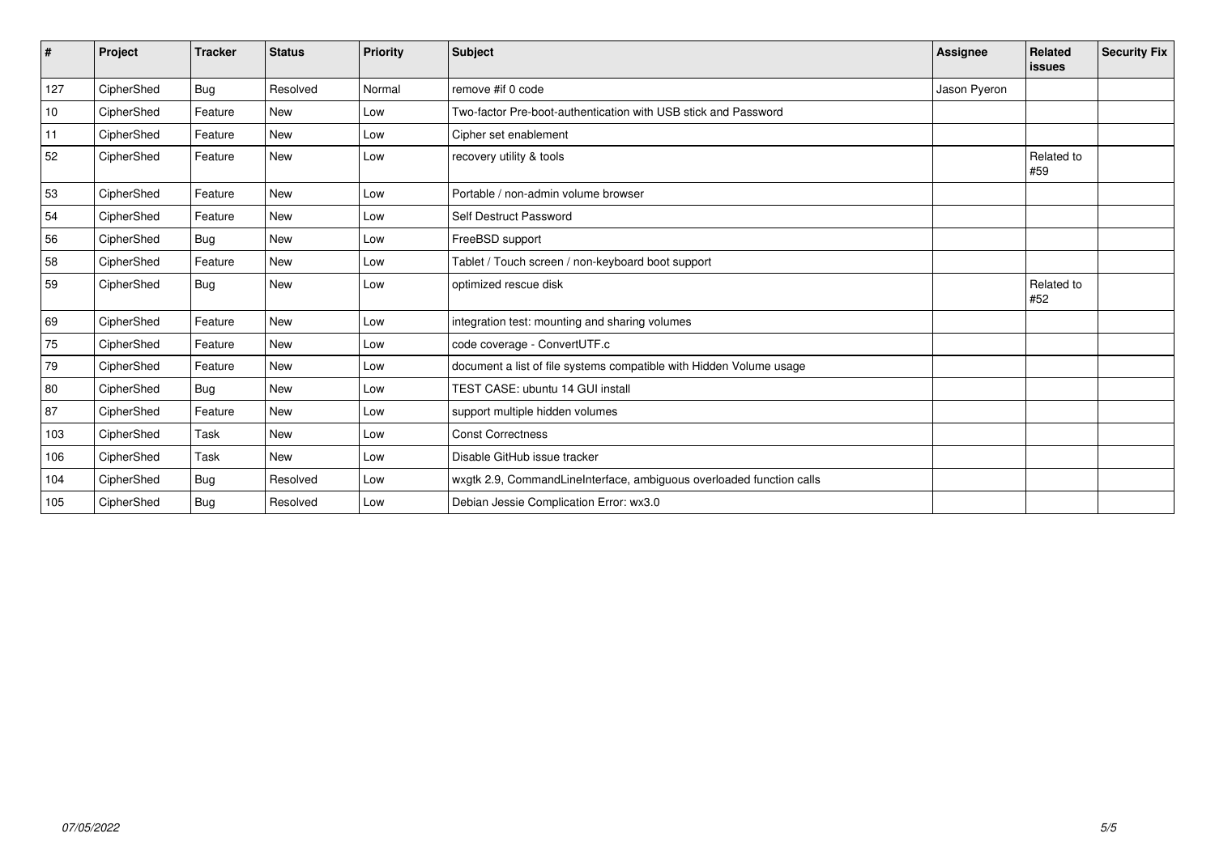| # | Project | Tracker | Status | Priority | Subject | Assignee | Related issues | Security Fix |
|---|---|---|---|---|---|---|---|---|
| 127 | CipherShed | Bug | Resolved | Normal | remove #if 0 code | Jason Pyeron | | |
| 10 | CipherShed | Feature | New | Low | Two-factor Pre-boot-authentication with USB stick and Password | | | |
| 11 | CipherShed | Feature | New | Low | Cipher set enablement | | | |
| 52 | CipherShed | Feature | New | Low | recovery utility & tools | | Related to #59 | |
| 53 | CipherShed | Feature | New | Low | Portable / non-admin volume browser | | | |
| 54 | CipherShed | Feature | New | Low | Self Destruct Password | | | |
| 56 | CipherShed | Bug | New | Low | FreeBSD support | | | |
| 58 | CipherShed | Feature | New | Low | Tablet / Touch screen / non-keyboard boot support | | | |
| 59 | CipherShed | Bug | New | Low | optimized rescue disk | | Related to #52 | |
| 69 | CipherShed | Feature | New | Low | integration test: mounting and sharing volumes | | | |
| 75 | CipherShed | Feature | New | Low | code coverage - ConvertUTF.c | | | |
| 79 | CipherShed | Feature | New | Low | document a list of file systems compatible with Hidden Volume usage | | | |
| 80 | CipherShed | Bug | New | Low | TEST CASE: ubuntu 14 GUI install | | | |
| 87 | CipherShed | Feature | New | Low | support multiple hidden volumes | | | |
| 103 | CipherShed | Task | New | Low | Const Correctness | | | |
| 106 | CipherShed | Task | New | Low | Disable GitHub issue tracker | | | |
| 104 | CipherShed | Bug | Resolved | Low | wxgtk 2.9, CommandLineInterface, ambiguous overloaded function calls | | | |
| 105 | CipherShed | Bug | Resolved | Low | Debian Jessie Complication Error: wx3.0 | | | |